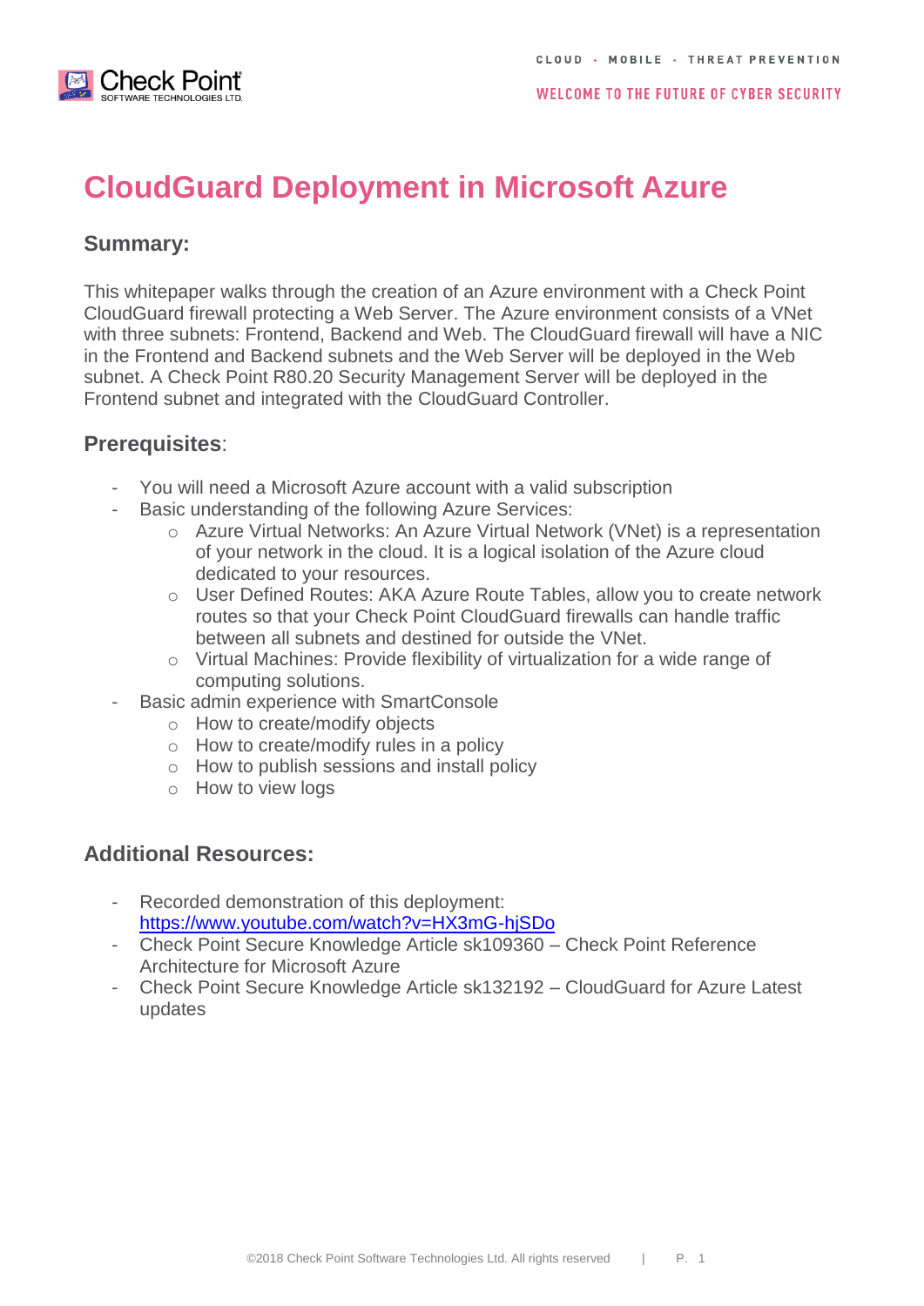# CloudGuard Deployment in Microsoft Azure

## Summary:

This whitepaper walks through the creation of an Azure environment with a Check Point CloudGuard firewall protecting a Web Server. The Azure environment consists of a VNet with three subnets: Frontend, Backend and Web. The CloudGuard firewall will have a NIC in the Frontend and Backend subnets and the Web Server will be deployed in the Web subnet. A Check Point R80.20 Security Management Server will be deployed in the Frontend subnet and integrated with the CloudGuard Controller.

## Prerequisites:

- You will need a Microsoft Azure account with a valid subscription
- Basic understanding of the following Azure Services:
  - Azure Virtual Networks: An Azure Virtual Network (VNet) is a representation of your network in the cloud. It is a logical isolation of the Azure cloud dedicated to your resources.
  - User Defined Routes: AKA Azure Route Tables, allow you to create network routes so that your Check Point CloudGuard firewalls can handle traffic between all subnets and destined for outside the VNet.
  - Virtual Machines: Provide flexibility of virtualization for a wide range of computing solutions.
- Basic admin experience with SmartConsole
  - How to create/modify objects
  - How to create/modify rules in a policy
  - How to publish sessions and install policy
  - How to view logs

## Additional Resources:

- Recorded demonstration of this deployment: https://www.youtube.com/watch?v=HX3mG-hjSDo
- Check Point Secure Knowledge Article sk109360 – Check Point Reference Architecture for Microsoft Azure
- Check Point Secure Knowledge Article sk132192 – CloudGuard for Azure Latest updates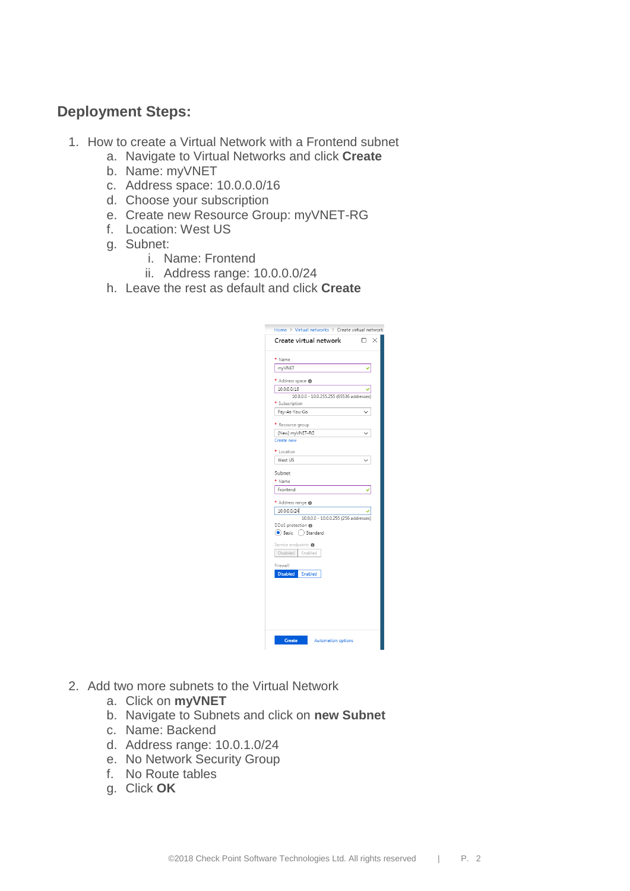## Deployment Steps:

1. How to create a Virtual Network with a Frontend subnet
   a. Navigate to Virtual Networks and click **Create**
   b. Name: myVNET
   c. Address space: 10.0.0.0/16
   d. Choose your subscription
   e. Create new Resource Group: myVNET-RG
   f. Location: West US
   g. Subnet:
      i. Name: Frontend
      ii. Address range: 10.0.0.0/24
   h. Leave the rest as default and click **Create**

2. Add two more subnets to the Virtual Network
   a. Click on **myVNET**
   b. Navigate to Subnets and click on **new Subnet**
   c. Name: Backend
   d. Address range: 10.0.1.0/24
   e. No Network Security Group
   f. No Route tables
   g. Click **OK**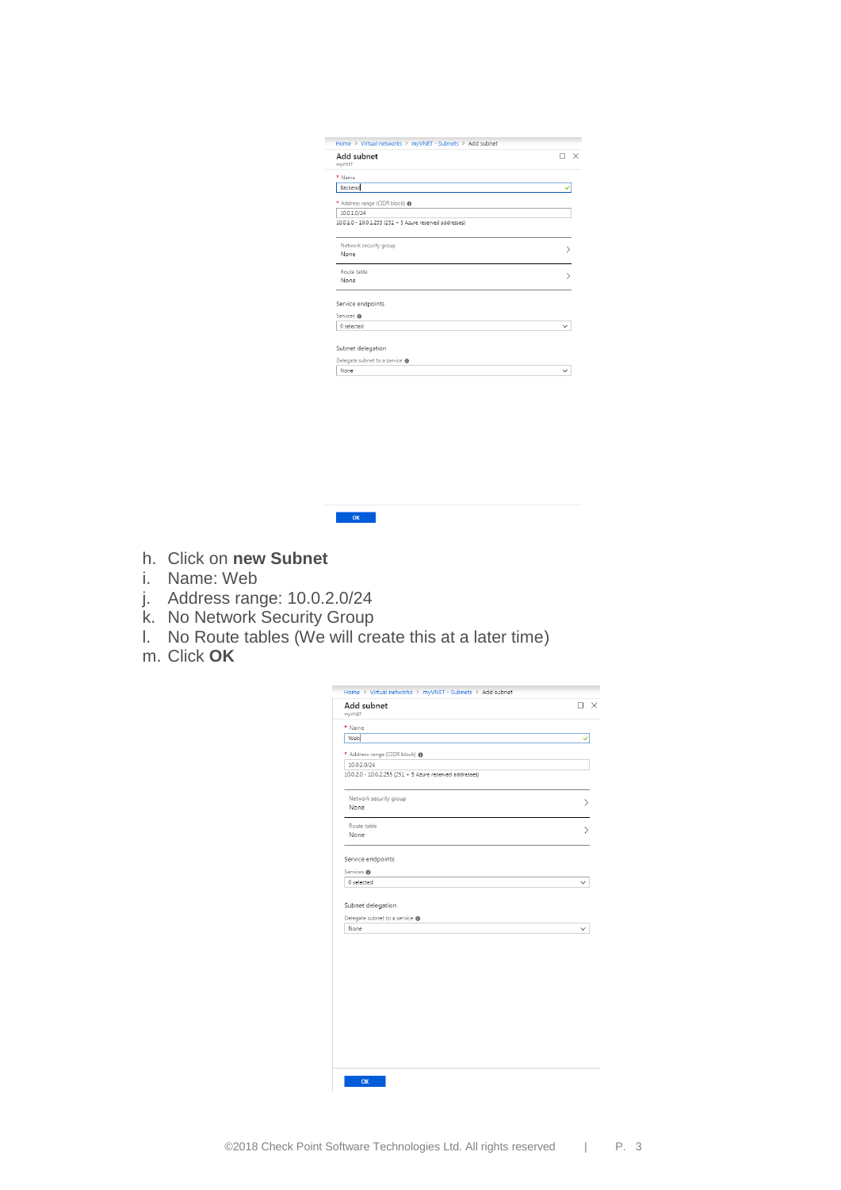h. Click on **new Subnet**
i. Name: Web
j. Address range: 10.0.2.0/24
k. No Network Security Group
l. No Route tables (We will create this at a later time)
m. Click **OK**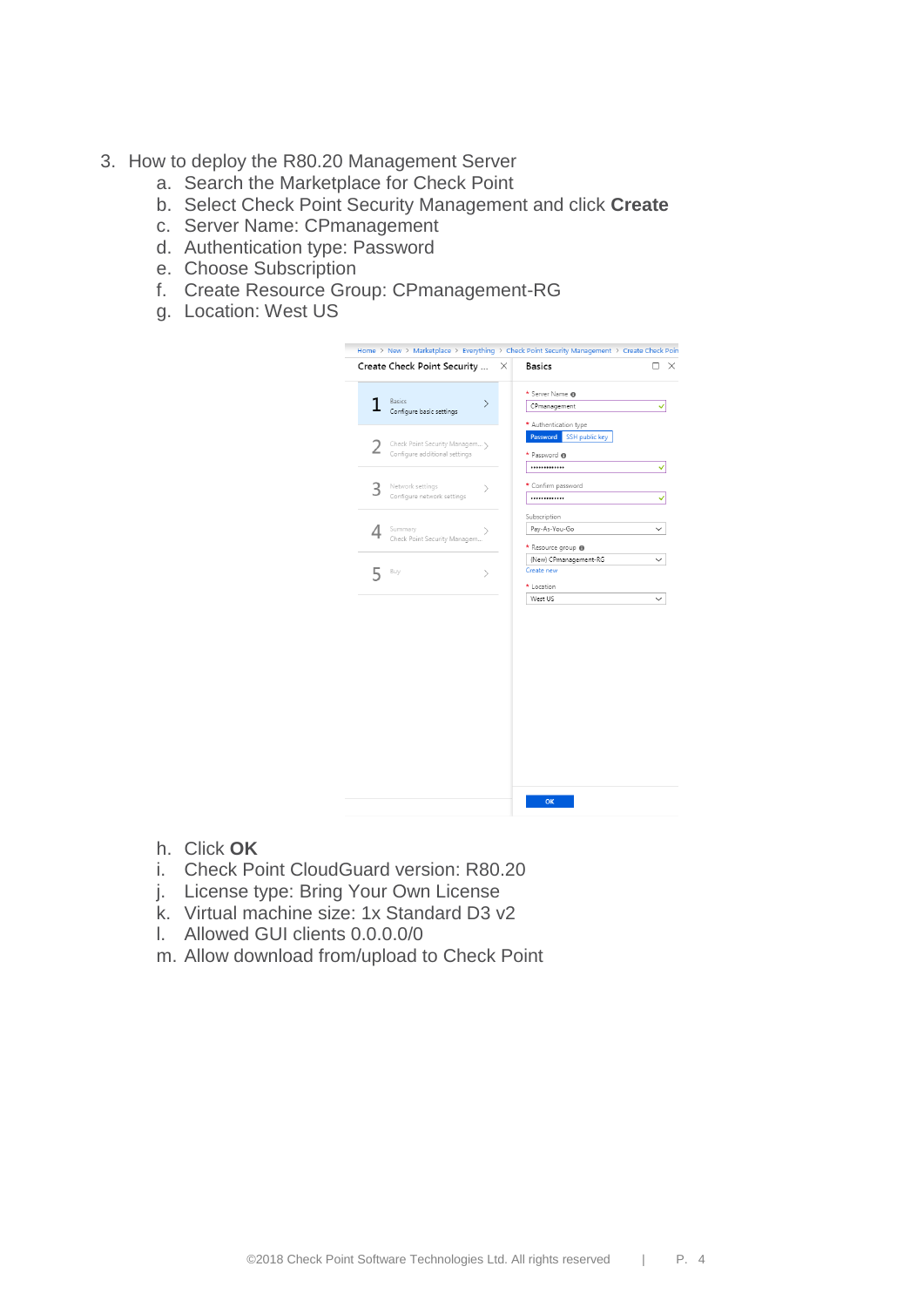3. How to deploy the R80.20 Management Server
    a. Search the Marketplace for Check Point
    b. Select Check Point Security Management and click **Create**
    c. Server Name: CPmanagement
    d. Authentication type: Password
    e. Choose Subscription
    f. Create Resource Group: CPmanagement-RG
    g. Location: West US
    h. Click **OK**
    i. Check Point CloudGuard version: R80.20
    j. License type: Bring Your Own License
    k. Virtual machine size: 1x Standard D3 v2
    l. Allowed GUI clients 0.0.0.0/0
    m. Allow download from/upload to Check Point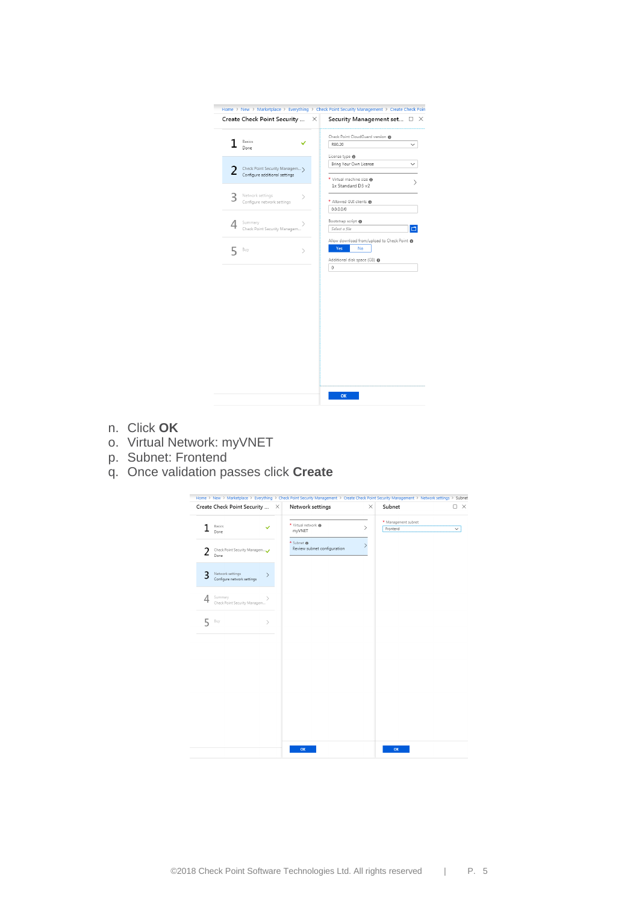n. Click **OK**
o. Virtual Network: myVNET
p. Subnet: Frontend
q. Once validation passes click **Create**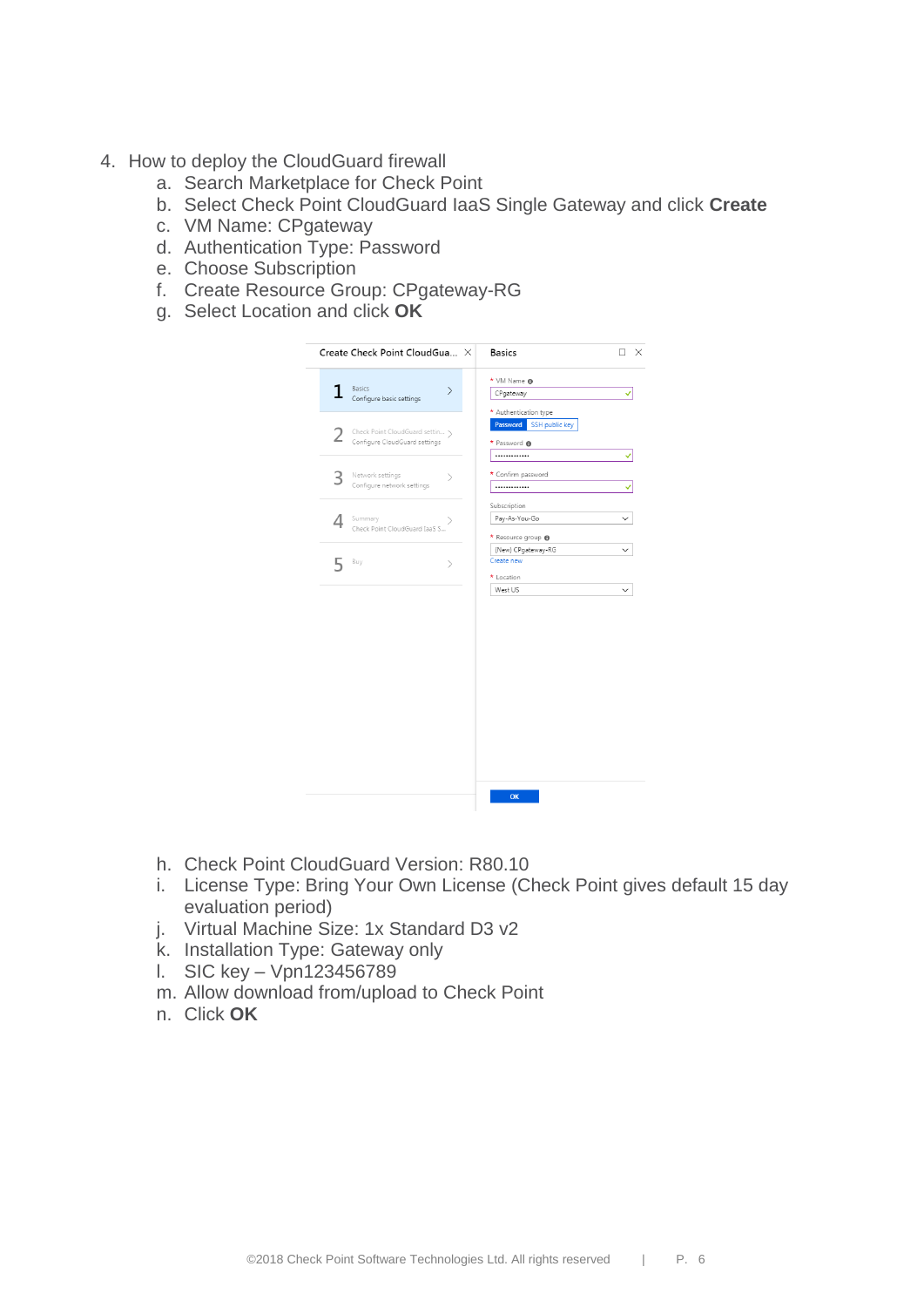4. How to deploy the CloudGuard firewall
   a. Search Marketplace for Check Point
   b. Select Check Point CloudGuard IaaS Single Gateway and click **Create**
   c. VM Name: CPgateway
   d. Authentication Type: Password
   e. Choose Subscription
   f. Create Resource Group: CPgateway-RG
   g. Select Location and click **OK**

   h. Check Point CloudGuard Version: R80.10
   i. License Type: Bring Your Own License (Check Point gives default 15 day evaluation period)
   j. Virtual Machine Size: 1x Standard D3 v2
   k. Installation Type: Gateway only
   l. SIC key – Vpn123456789
   m. Allow download from/upload to Check Point
   n. Click **OK**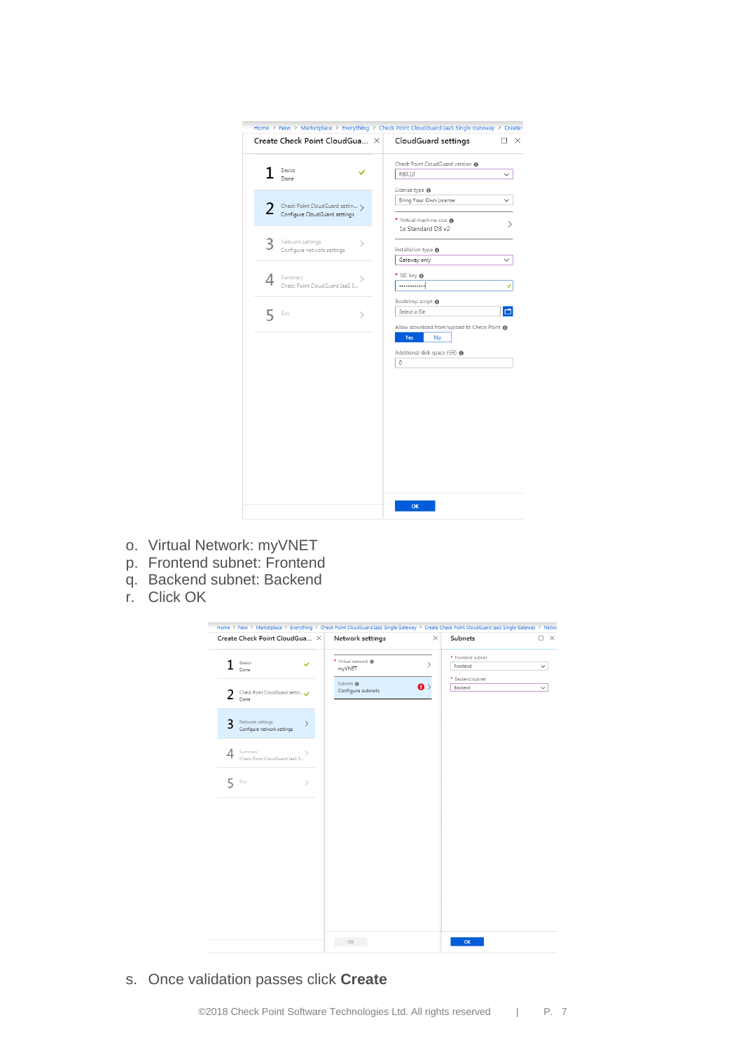o. Virtual Network: myVNET
p. Frontend subnet: Frontend
q. Backend subnet: Backend
r. Click OK

s. Once validation passes click **Create**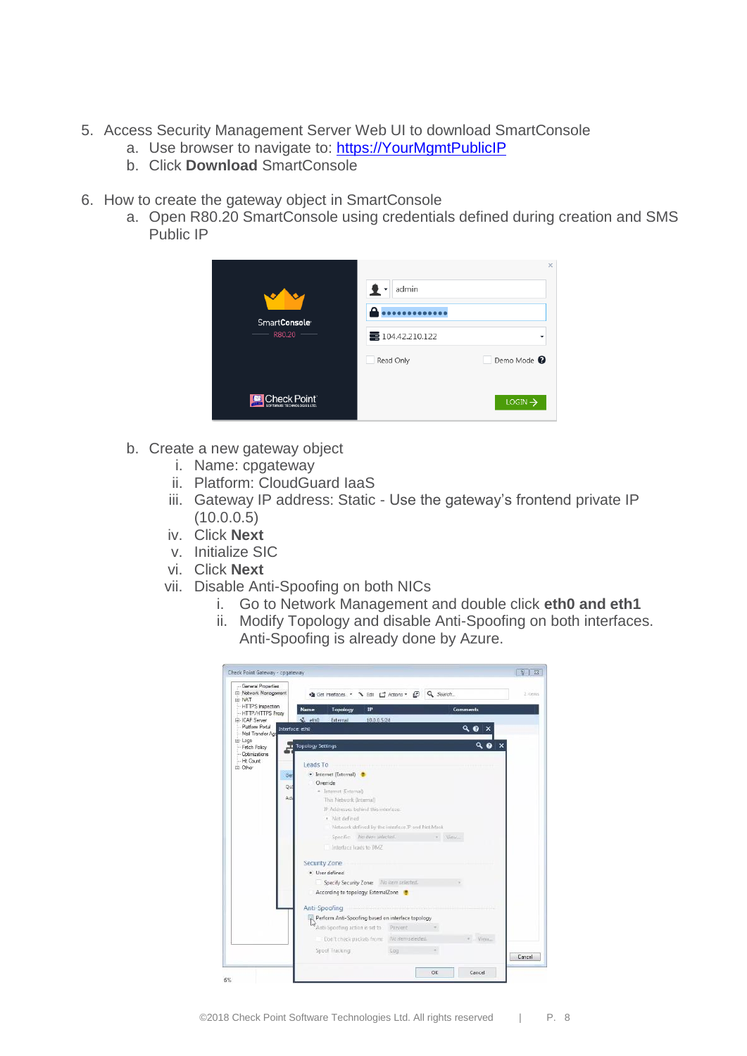5. Access Security Management Server Web UI to download SmartConsole
    a. Use browser to navigate to: https://YourMgmtPublicIP
    b. Click **Download** SmartConsole

6. How to create the gateway object in SmartConsole
    a. Open R80.20 SmartConsole using credentials defined during creation and SMS Public IP

    b. Create a new gateway object
        i. Name: cpgateway
        ii. Platform: CloudGuard IaaS
        iii. Gateway IP address: Static - Use the gateway's frontend private IP (10.0.0.5)
        iv. Click **Next**
        v. Initialize SIC
        vi. Click **Next**
        vii. Disable Anti-Spoofing on both NICs
            i. Go to Network Management and double click **eth0 and eth1**
            ii. Modify Topology and disable Anti-Spoofing on both interfaces. Anti-Spoofing is already done by Azure.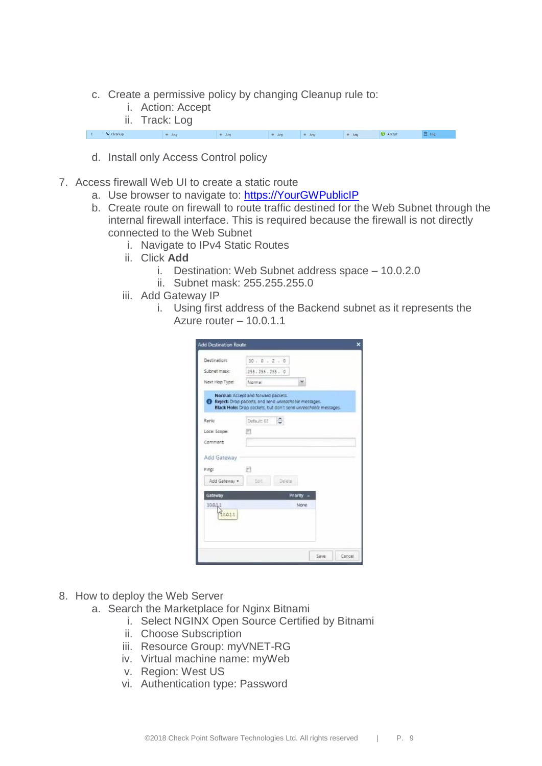c. Create a permissive policy by changing Cleanup rule to:
    i. Action: Accept
    ii. Track: Log

d. Install only Access Control policy

7. Access firewall Web UI to create a static route
    a. Use browser to navigate to: https://YourGWPublicIP
    b. Create route on firewall to route traffic destined for the Web Subnet through the internal firewall interface. This is required because the firewall is not directly connected to the Web Subnet
        i. Navigate to IPv4 Static Routes
        ii. Click **Add**
            i. Destination: Web Subnet address space – 10.0.2.0
            ii. Subnet mask: 255.255.255.0
        iii. Add Gateway IP
            i. Using first address of the Backend subnet as it represents the Azure router – 10.0.1.1

8. How to deploy the Web Server
    a. Search the Marketplace for Nginx Bitnami
        i. Select NGINX Open Source Certified by Bitnami
        ii. Choose Subscription
        iii. Resource Group: myVNET-RG
        iv. Virtual machine name: myWeb
        v. Region: West US
        vi. Authentication type: Password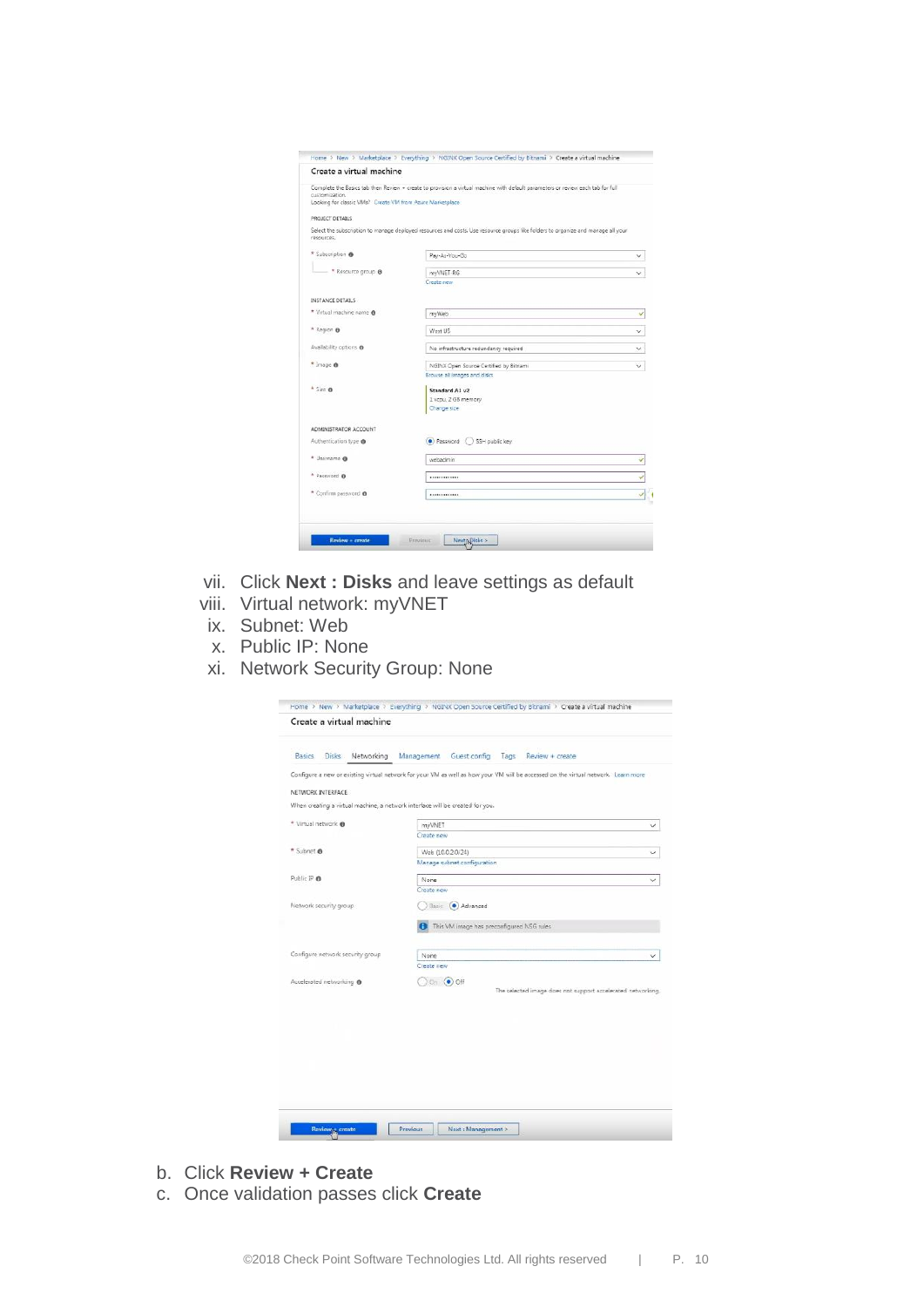vii. Click **Next : Disks** and leave settings as default

viii. Virtual network: myVNET

ix. Subnet: Web

x. Public IP: None

xi. Network Security Group: None

b. Click **Review + Create**

c. Once validation passes click **Create**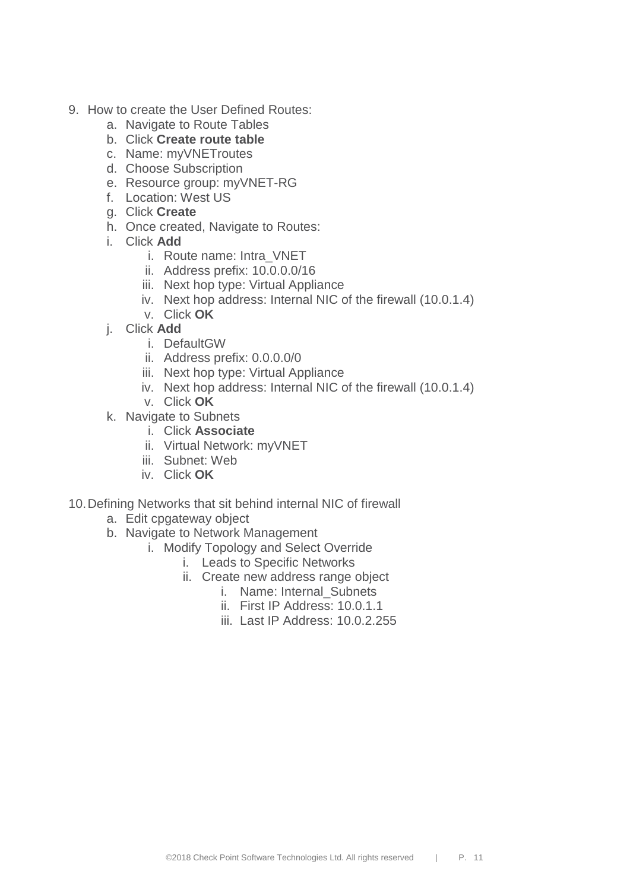9. How to create the User Defined Routes:
    a. Navigate to Route Tables
    b. Click **Create route table**
    c. Name: myVNETroutes
    d. Choose Subscription
    e. Resource group: myVNET-RG
    f. Location: West US
    g. Click **Create**
    h. Once created, Navigate to Routes:
    i. Click **Add**
        i. Route name: Intra_VNET
        ii. Address prefix: 10.0.0.0/16
        iii. Next hop type: Virtual Appliance
        iv. Next hop address: Internal NIC of the firewall (10.0.1.4)
        v. Click **OK**
    j. Click **Add**
        i. DefaultGW
        ii. Address prefix: 0.0.0.0/0
        iii. Next hop type: Virtual Appliance
        iv. Next hop address: Internal NIC of the firewall (10.0.1.4)
        v. Click **OK**
    k. Navigate to Subnets
        i. Click **Associate**
        ii. Virtual Network: myVNET
        iii. Subnet: Web
        iv. Click **OK**

10. Defining Networks that sit behind internal NIC of firewall
    a. Edit cpgateway object
    b. Navigate to Network Management
        i. Modify Topology and Select Override
            i. Leads to Specific Networks
            ii. Create new address range object
                i. Name: Internal_Subnets
                ii. First IP Address: 10.0.1.1
                iii. Last IP Address: 10.0.2.255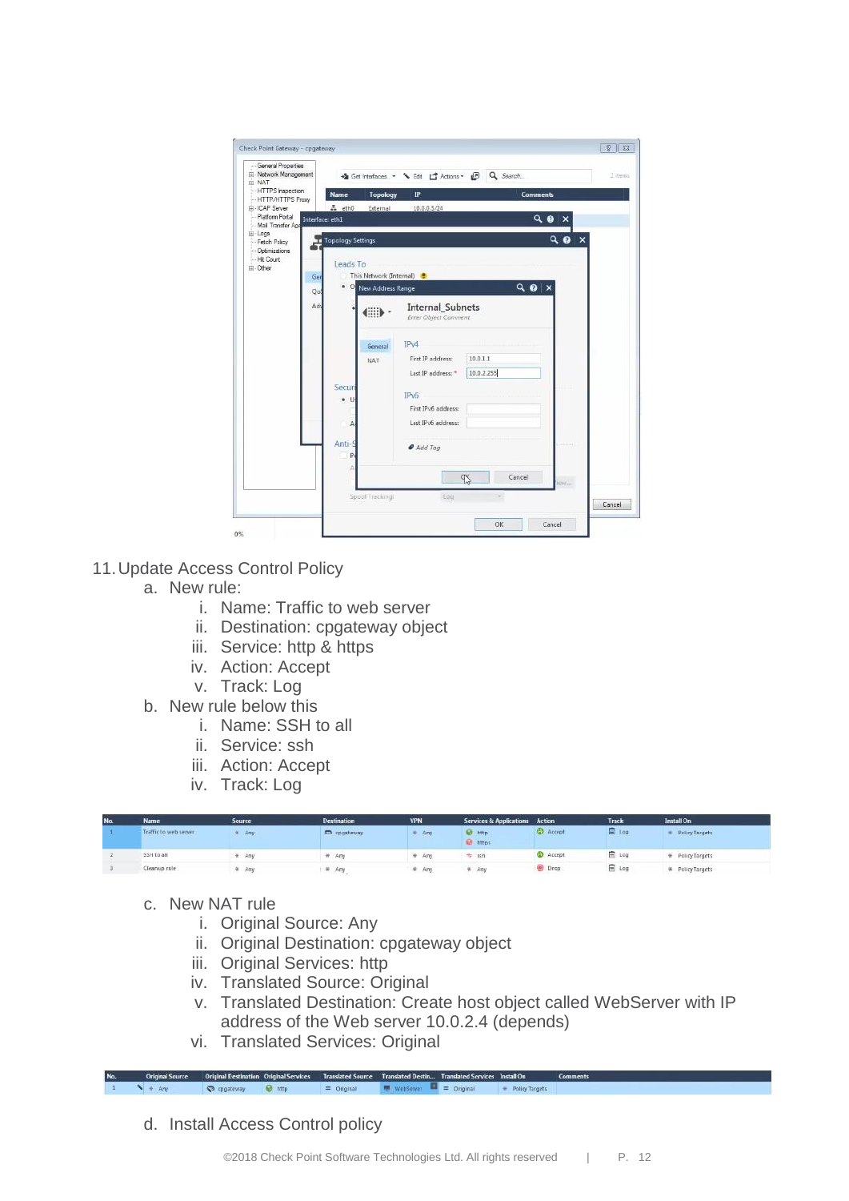11. Update Access Control Policy
    a. New rule:
        i. Name: Traffic to web server
        ii. Destination: cpgateway object
        iii. Service: http & https
        iv. Action: Accept
        v. Track: Log
    b. New rule below this
        i. Name: SSH to all
        ii. Service: ssh
        iii. Action: Accept
        iv. Track: Log

| No. | Name | Source | Destination | VPN | Services & Applications | Action | Track | Install On |
|---|---|---|---|---|---|---|---|---|
| 1 | Traffic to web server | Any | cpgateway | Any | http https | Accept | Log | Policy Targets |
| 2 | SSH to all | Any | Any | Any | ssh | Accept | Log | Policy Targets |
| 3 | Cleanup rule | Any | Any | Any | Any | Drop | Log | Policy Targets |

    c. New NAT rule
        i. Original Source: Any
        ii. Original Destination: cpgateway object
        iii. Original Services: http
        iv. Translated Source: Original
        v. Translated Destination: Create host object called WebServer with IP address of the Web server 10.0.2.4 (depends)
        vi. Translated Services: Original

| No. | Original Source | Original Destination | Original Services | Translated Source | Translated Destin... | Translated Services | Install On | Comments |
|---|---|---|---|---|---|---|---|---|
| 1 | Any | cpgateway | http | = Original | WebServer | = Original | Policy Targets | |

    d. Install Access Control policy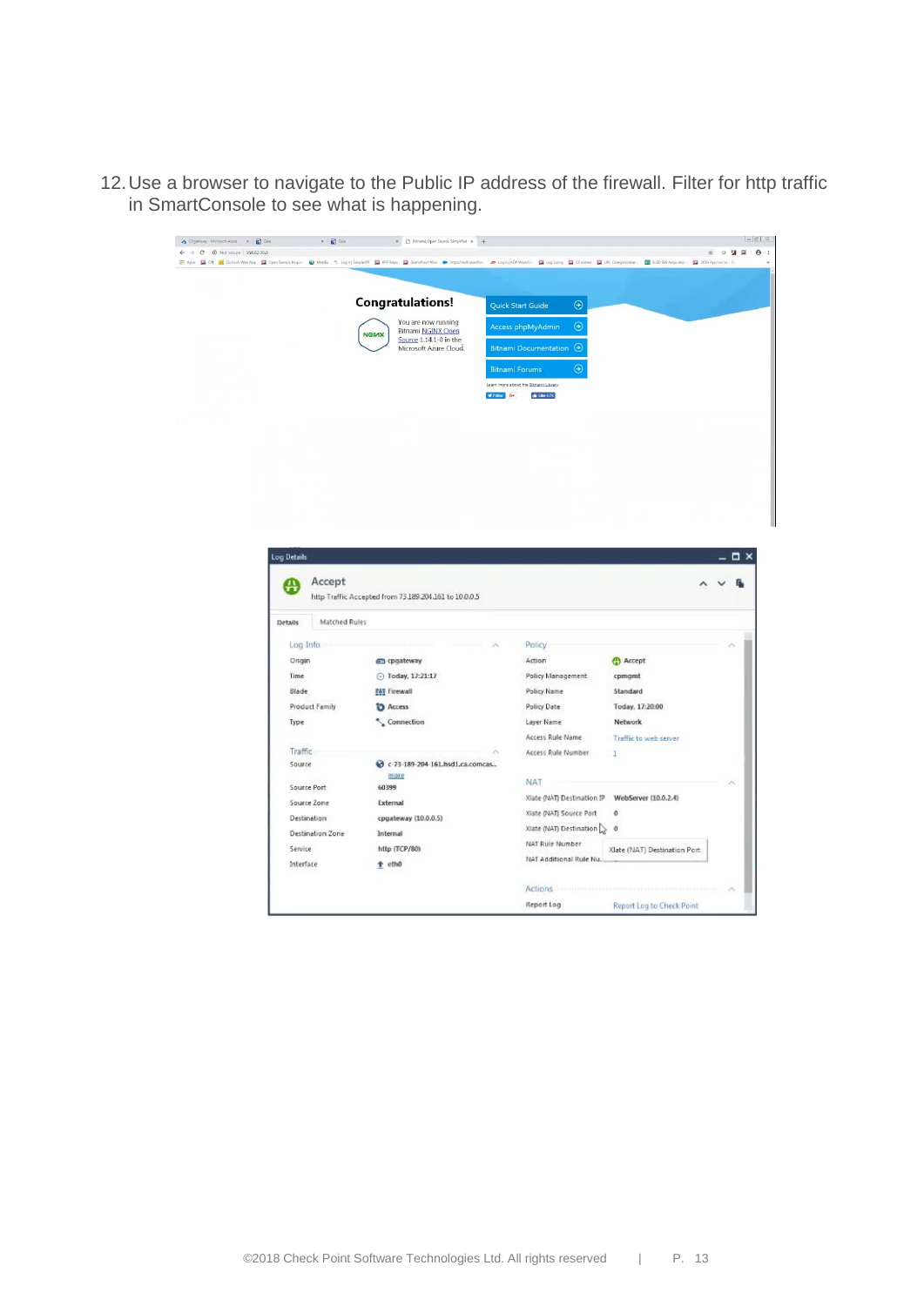12. Use a browser to navigate to the Public IP address of the firewall. Filter for http traffic in SmartConsole to see what is happening.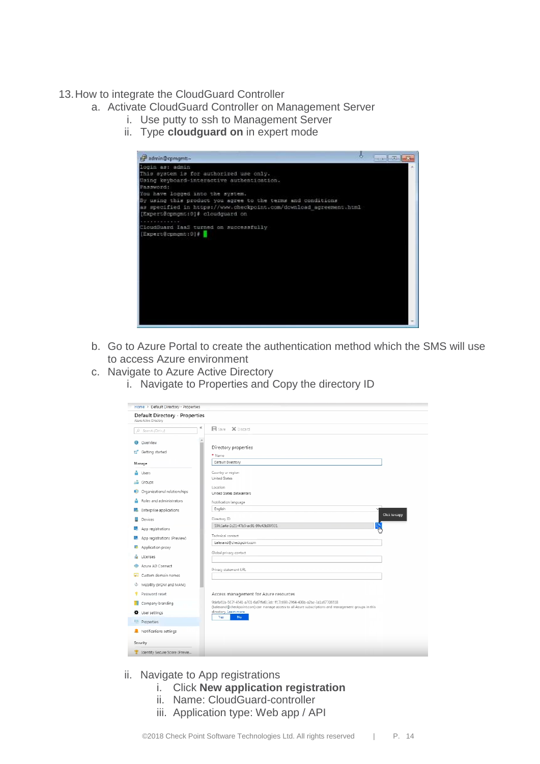13. How to integrate the CloudGuard Controller
    a. Activate CloudGuard Controller on Management Server
        i. Use putty to ssh to Management Server
        ii. Type **cloudguard on** in expert mode

    b. Go to Azure Portal to create the authentication method which the SMS will use to access Azure environment
    c. Navigate to Azure Active Directory
        i. Navigate to Properties and Copy the directory ID

        ii. Navigate to App registrations
            i. Click **New application registration**
            ii. Name: CloudGuard-controller
            iii. Application type: Web app / API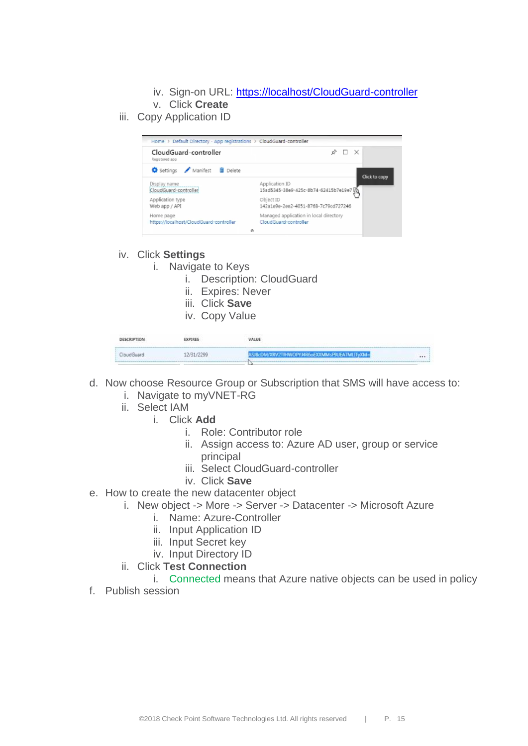- iv. Sign-on URL: [https://localhost/CloudGuard-controller](https://localhost/CloudGuard-controller)
   - v. Click **Create**

iii. Copy Application ID

iv. Click **Settings**
   - i. Navigate to Keys
      - i. Description: CloudGuard
      - ii. Expires: Never
      - iii. Click **Save**
      - iv. Copy Value

d. Now choose Resource Group or Subscription that SMS will have access to:
   - i. Navigate to myVNET-RG
   - ii. Select IAM
      - i. Click **Add**
         - i. Role: Contributor role
         - ii. Assign access to: Azure AD user, group or service principal
         - iii. Select CloudGuard-controller
         - iv. Click **Save**

e. How to create the new datacenter object
   - i. New object -> More -> Server -> Datacenter -> Microsoft Azure
      - i. Name: Azure-Controller
      - ii. Input Application ID
      - iii. Input Secret key
      - iv. Input Directory ID
   - ii. Click **Test Connection**
      - i. Connected means that Azure native objects can be used in policy

f. Publish session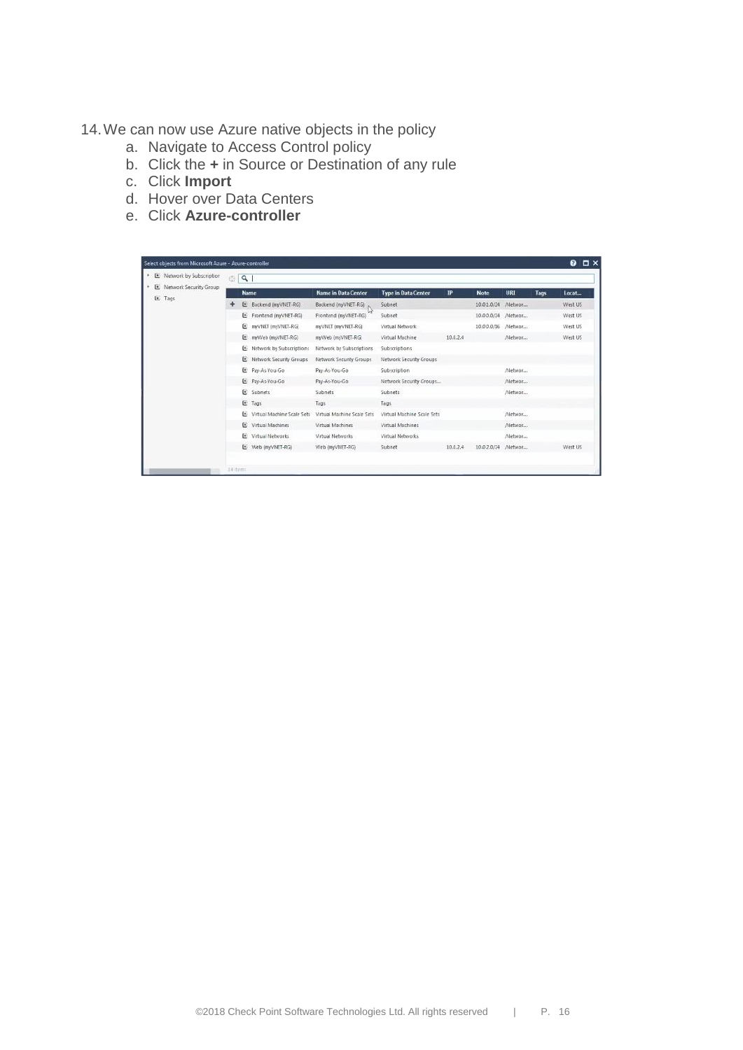14. We can now use Azure native objects in the policy
    a. Navigate to Access Control policy
    b. Click the **+** in Source or Destination of any rule
    c. Click **Import**
    d. Hover over Data Centers
    e. Click **Azure-controller**